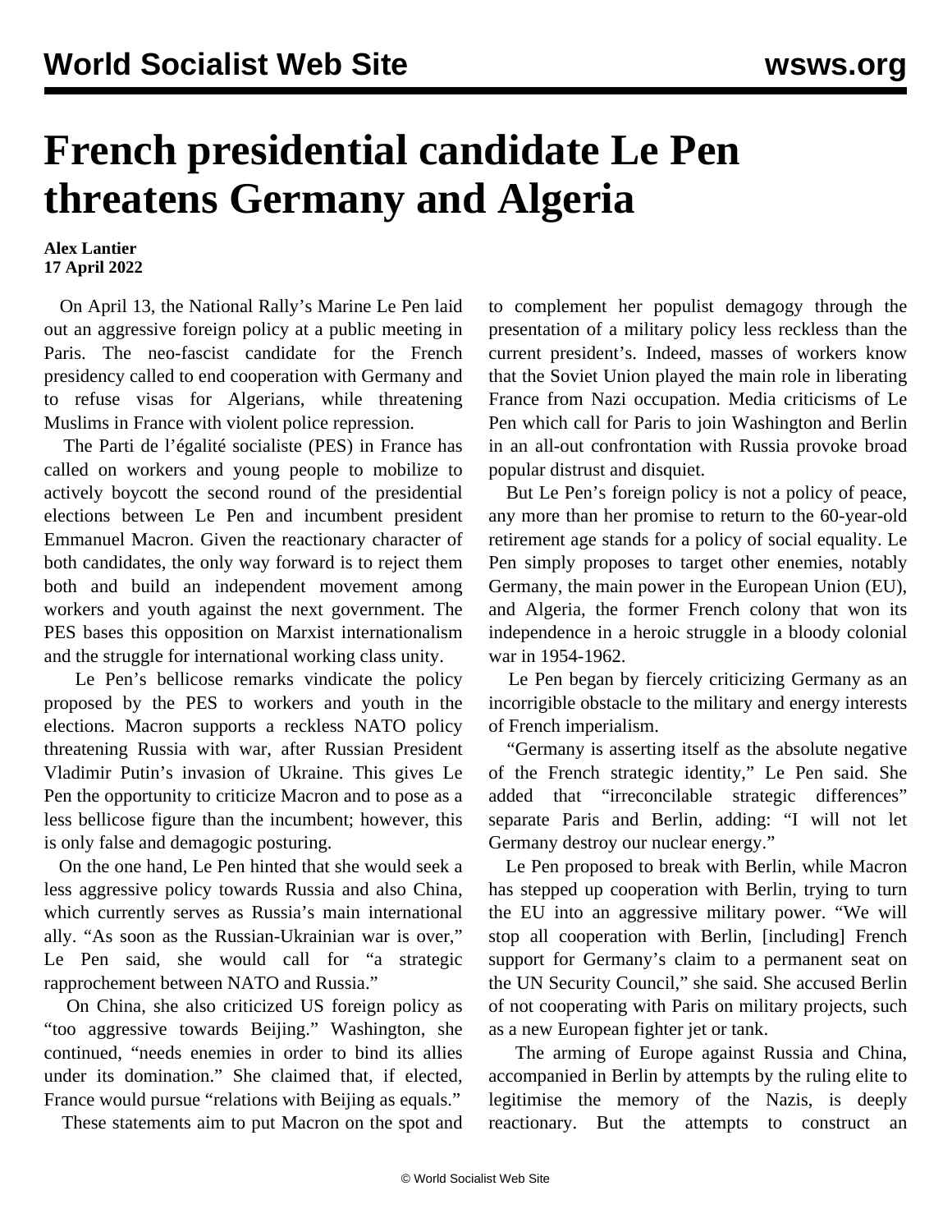# French presidential candidate Le Pen threatens Germany and Algeria

**Alex Lantier**
**17 April 2022**

On April 13, the National Rally's Marine Le Pen laid out an aggressive foreign policy at a public meeting in Paris. The neo-fascist candidate for the French presidency called to end cooperation with Germany and to refuse visas for Algerians, while threatening Muslims in France with violent police repression.

The Parti de l'égalité socialiste (PES) in France has called on workers and young people to mobilize to actively boycott the second round of the presidential elections between Le Pen and incumbent president Emmanuel Macron. Given the reactionary character of both candidates, the only way forward is to reject them both and build an independent movement among workers and youth against the next government. The PES bases this opposition on Marxist internationalism and the struggle for international working class unity.

Le Pen's bellicose remarks vindicate the policy proposed by the PES to workers and youth in the elections. Macron supports a reckless NATO policy threatening Russia with war, after Russian President Vladimir Putin's invasion of Ukraine. This gives Le Pen the opportunity to criticize Macron and to pose as a less bellicose figure than the incumbent; however, this is only false and demagogic posturing.

On the one hand, Le Pen hinted that she would seek a less aggressive policy towards Russia and also China, which currently serves as Russia's main international ally. "As soon as the Russian-Ukrainian war is over," Le Pen said, she would call for "a strategic rapprochement between NATO and Russia."

On China, she also criticized US foreign policy as "too aggressive towards Beijing." Washington, she continued, "needs enemies in order to bind its allies under its domination." She claimed that, if elected, France would pursue "relations with Beijing as equals."

These statements aim to put Macron on the spot and to complement her populist demagogy through the presentation of a military policy less reckless than the current president's. Indeed, masses of workers know that the Soviet Union played the main role in liberating France from Nazi occupation. Media criticisms of Le Pen which call for Paris to join Washington and Berlin in an all-out confrontation with Russia provoke broad popular distrust and disquiet.

But Le Pen's foreign policy is not a policy of peace, any more than her promise to return to the 60-year-old retirement age stands for a policy of social equality. Le Pen simply proposes to target other enemies, notably Germany, the main power in the European Union (EU), and Algeria, the former French colony that won its independence in a heroic struggle in a bloody colonial war in 1954-1962.

Le Pen began by fiercely criticizing Germany as an incorrigible obstacle to the military and energy interests of French imperialism.

"Germany is asserting itself as the absolute negative of the French strategic identity," Le Pen said. She added that "irreconcilable strategic differences" separate Paris and Berlin, adding: "I will not let Germany destroy our nuclear energy."

Le Pen proposed to break with Berlin, while Macron has stepped up cooperation with Berlin, trying to turn the EU into an aggressive military power. "We will stop all cooperation with Berlin, [including] French support for Germany's claim to a permanent seat on the UN Security Council," she said. She accused Berlin of not cooperating with Paris on military projects, such as a new European fighter jet or tank.

The arming of Europe against Russia and China, accompanied in Berlin by attempts by the ruling elite to legitimise the memory of the Nazis, is deeply reactionary. But the attempts to construct an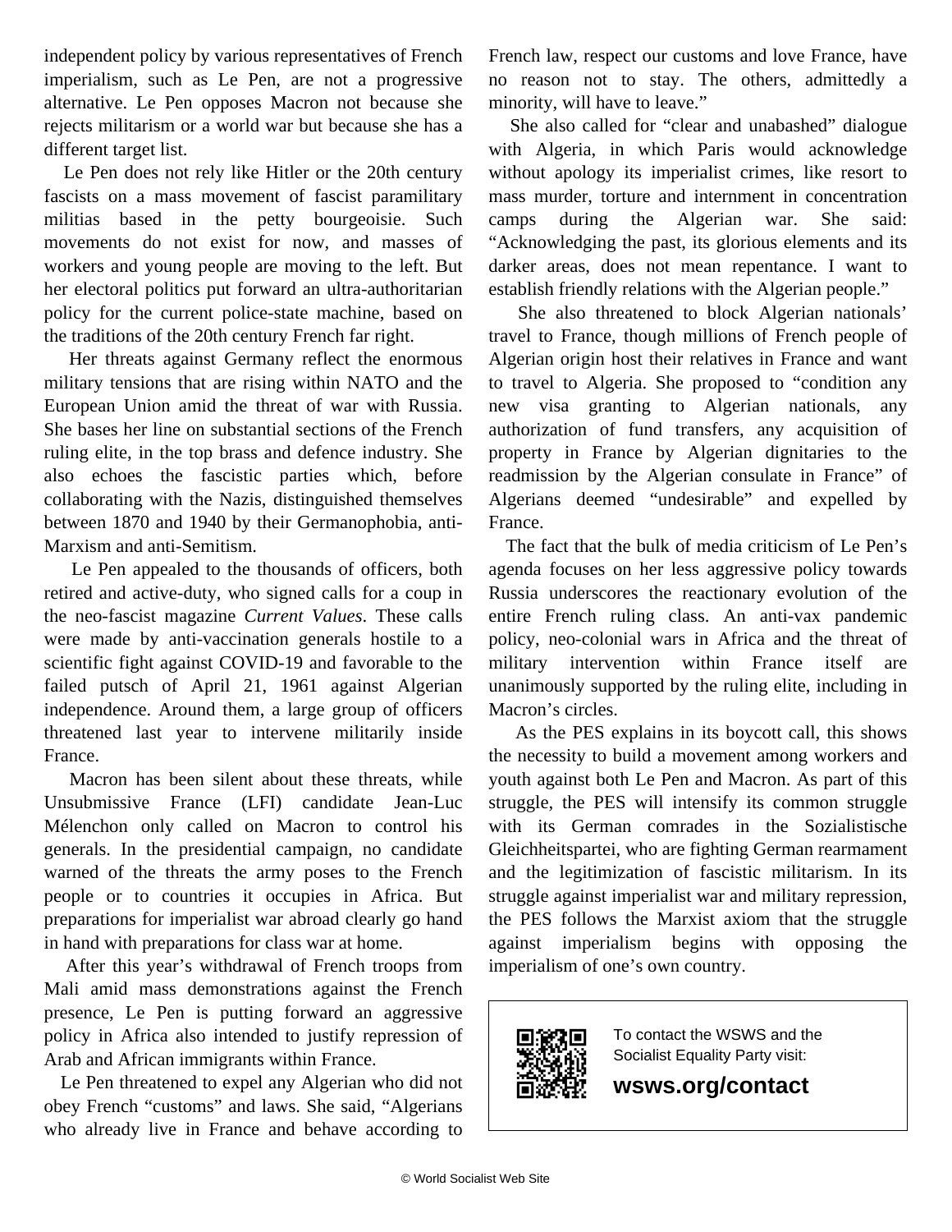independent policy by various representatives of French imperialism, such as Le Pen, are not a progressive alternative. Le Pen opposes Macron not because she rejects militarism or a world war but because she has a different target list.

Le Pen does not rely like Hitler or the 20th century fascists on a mass movement of fascist paramilitary militias based in the petty bourgeoisie. Such movements do not exist for now, and masses of workers and young people are moving to the left. But her electoral politics put forward an ultra-authoritarian policy for the current police-state machine, based on the traditions of the 20th century French far right.

Her threats against Germany reflect the enormous military tensions that are rising within NATO and the European Union amid the threat of war with Russia. She bases her line on substantial sections of the French ruling elite, in the top brass and defence industry. She also echoes the fascistic parties which, before collaborating with the Nazis, distinguished themselves between 1870 and 1940 by their Germanophobia, anti-Marxism and anti-Semitism.

Le Pen appealed to the thousands of officers, both retired and active-duty, who signed calls for a coup in the neo-fascist magazine *Current Values*. These calls were made by anti-vaccination generals hostile to a scientific fight against COVID-19 and favorable to the failed putsch of April 21, 1961 against Algerian independence. Around them, a large group of officers threatened last year to intervene militarily inside France.

Macron has been silent about these threats, while Unsubmissive France (LFI) candidate Jean-Luc Mélenchon only called on Macron to control his generals. In the presidential campaign, no candidate warned of the threats the army poses to the French people or to countries it occupies in Africa. But preparations for imperialist war abroad clearly go hand in hand with preparations for class war at home.

After this year's withdrawal of French troops from Mali amid mass demonstrations against the French presence, Le Pen is putting forward an aggressive policy in Africa also intended to justify repression of Arab and African immigrants within France.

Le Pen threatened to expel any Algerian who did not obey French "customs" and laws. She said, "Algerians who already live in France and behave according to French law, respect our customs and love France, have no reason not to stay. The others, admittedly a minority, will have to leave."

She also called for "clear and unabashed" dialogue with Algeria, in which Paris would acknowledge without apology its imperialist crimes, like resort to mass murder, torture and internment in concentration camps during the Algerian war. She said: "Acknowledging the past, its glorious elements and its darker areas, does not mean repentance. I want to establish friendly relations with the Algerian people."

She also threatened to block Algerian nationals' travel to France, though millions of French people of Algerian origin host their relatives in France and want to travel to Algeria. She proposed to "condition any new visa granting to Algerian nationals, any authorization of fund transfers, any acquisition of property in France by Algerian dignitaries to the readmission by the Algerian consulate in France" of Algerians deemed "undesirable" and expelled by France.

The fact that the bulk of media criticism of Le Pen's agenda focuses on her less aggressive policy towards Russia underscores the reactionary evolution of the entire French ruling class. An anti-vax pandemic policy, neo-colonial wars in Africa and the threat of military intervention within France itself are unanimously supported by the ruling elite, including in Macron's circles.

As the PES explains in its boycott call, this shows the necessity to build a movement among workers and youth against both Le Pen and Macron. As part of this struggle, the PES will intensify its common struggle with its German comrades in the Sozialistische Gleichheitspartei, who are fighting German rearmament and the legitimization of fascistic militarism. In its struggle against imperialist war and military repression, the PES follows the Marxist axiom that the struggle against imperialism begins with opposing the imperialism of one's own country.

To contact the WSWS and the Socialist Equality Party visit:

**wsws.org/contact**